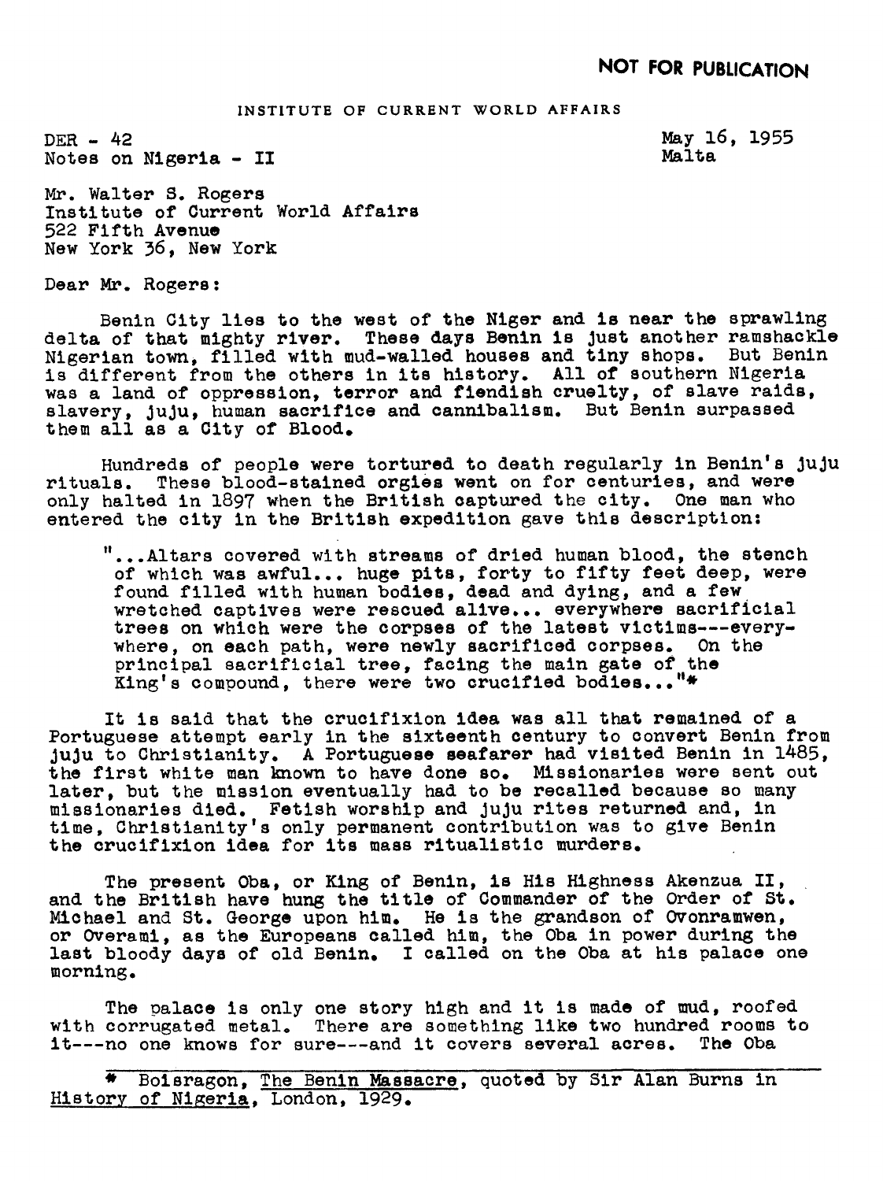**NOT FOR PUBLICATION**

INSTITUTE OF CURRENT WORLD AFFAIRS

DER - 42
Notes on Nigeria - II

May 16, 1955
Malta

Mr. Walter S. Rogers
Institute of Current World Affairs
522 Fifth Avenue
New York 36, New York

Dear Mr. Rogers:

Benin City lies to the west of the Niger and is near the sprawling delta of that mighty river. These days Benin is just another ramshackle Nigerian town, filled with mud-walled houses and tiny shops. But Benin is different from the others in its history. All of southern Nigeria was a land of oppression, terror and fiendish cruelty, of slave raids, slavery, juju, human sacrifice and cannibalism. But Benin surpassed them all as a City of Blood.

Hundreds of people were tortured to death regularly in Benin's juju rituals. These blood-stained orgies went on for centuries, and were only halted in 1897 when the British captured the city. One man who entered the city in the British expedition gave this description:

> "...Altars covered with streams of dried human blood, the stench of which was awful... huge pits, forty to fifty feet deep, were found filled with human bodies, dead and dying, and a few wretched captives were rescued alive... everywhere sacrificial trees on which were the corpses of the latest victims---everywhere, on each path, were newly sacrificed corpses. On the principal sacrificial tree, facing the main gate of the King's compound, there were two crucified bodies..."*

It is said that the crucifixion idea was all that remained of a Portuguese attempt early in the sixteenth century to convert Benin from juju to Christianity. A Portuguese seafarer had visited Benin in 1485, the first white man known to have done so. Missionaries were sent out later, but the mission eventually had to be recalled because so many missionaries died. Fetish worship and juju rites returned and, in time, Christianity's only permanent contribution was to give Benin the crucifixion idea for its mass ritualistic murders.

The present Oba, or King of Benin, is His Highness Akenzua II, and the British have hung the title of Commander of the Order of St. Michael and St. George upon him. He is the grandson of Ovonramwen, or Overami, as the Europeans called him, the Oba in power during the last bloody days of old Benin. I called on the Oba at his palace one morning.

The palace is only one story high and it is made of mud, roofed with corrugated metal. There are something like two hundred rooms to it---no one knows for sure---and it covers several acres. The Oba

---

\* Boisragon, The Benin Massacre, quoted by Sir Alan Burns in History of Nigeria, London, 1929.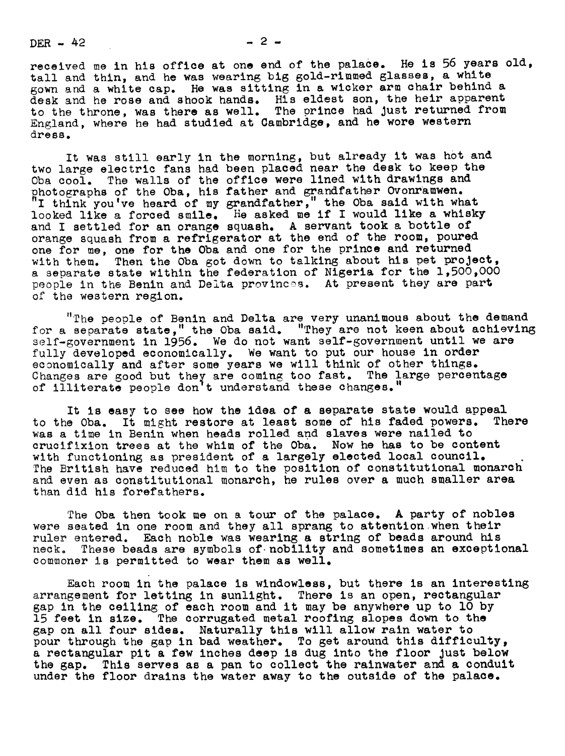received me in his office at one end of the palace. He is 56 years old, tall and thin, and he was wearing big gold-rimmed glasses, a white gown and a white cap. He was sitting in a wicker arm chair behind a desk and he rose and shook hands. His eldest son, the heir apparent to the throne, was there as well. The prince had just returned from England, where he had studied at Cambridge, and he wore western dress.

It was still early in the morning, but already it was hot and two large electric fans had been placed near the desk to keep the Oba cool. The walls of the office were lined with drawings and photographs of the Oba, his father and grandfather Ovonramwen. "I think you've heard of my grandfather," the Oba said with what looked like a forced smile. He asked me if I would like a whisky and I settled for an orange squash. A servant took a bottle of orange squash from a refrigerator at the end of the room, poured one for me, one for the Oba and one for the prince and returned with them. Then the Oba got down to talking about his pet project, a separate state within the federation of Nigeria for the 1,500,000 people in the Benin and Delta provinces. At present they are part of the western region.

"The people of Benin and Delta are very unanimous about the demand for a separate state," the Oba said. "They are not keen about achieving self-government in 1956. We do not want self-government until we are fully developed economically. We want to put our house in order economically and after some years we will think of other things. Changes are good but they are coming too fast. The large percentage of illiterate people don't understand these changes."

It is easy to see how the idea of a separate state would appeal to the Oba. It might restore at least some of his faded powers. There was a time in Benin when heads rolled and slaves were nailed to crucifixion trees at the whim of the Oba. Now he has to be content with functioning as president of a largely elected local council. The British have reduced him to the position of constitutional monarch and even as constitutional monarch, he rules over a much smaller area than did his forefathers.

The Oba then took me on a tour of the palace. A party of nobles were seated in one room and they all sprang to attention when their ruler entered. Each noble was wearing a string of beads around his neck. These beads are symbols of nobility and sometimes an exceptional commoner is permitted to wear them as well.

Each room in the palace is windowless, but there is an interesting arrangement for letting in sunlight. There is an open, rectangular gap in the ceiling of each room and it may be anywhere up to 10 by 15 feet in size. The corrugated metal roofing slopes down to the gap on all four sides. Naturally this will allow rain water to pour through the gap in bad weather. To get around this difficulty, a rectangular pit a few inches deep is dug into the floor just below the gap. This serves as a pan to collect the rainwater and a conduit under the floor drains the water away to the outside of the palace.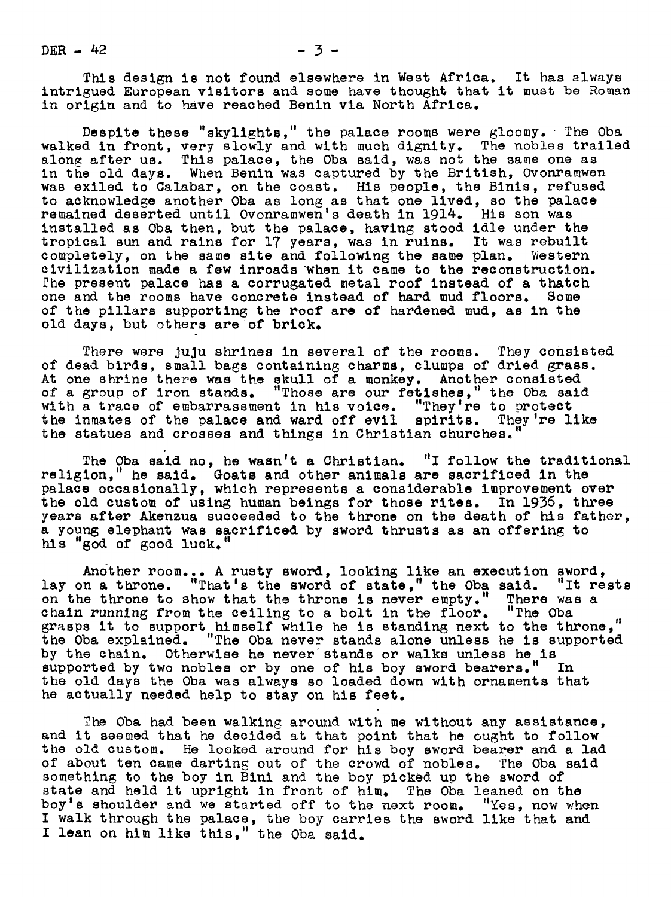This design is not found elsewhere in West Africa. It has always intrigued European visitors and some have thought that it must be Roman in origin and to have reached Benin via North Africa.

Despite these "skylights," the palace rooms were gloomy. The Oba walked in front, very slowly and with much dignity. The nobles trailed along after us. This palace, the Oba said, was not the same one as in the old days. When Benin was captured by the British, Ovonramwen was exiled to Calabar, on the coast. His people, the Binis, refused to acknowledge another Oba as long as that one lived, so the palace remained deserted until Ovonramwen's death in 1914. His son was installed as Oba then, but the palace, having stood idle under the tropical sun and rains for 17 years, was in ruins. It was rebuilt completely, on the same site and following the same plan. Western civilization made a few inroads when it came to the reconstruction. The present palace has a corrugated metal roof instead of a thatch one and the rooms have concrete instead of hard mud floors. Some of the pillars supporting the roof are of hardened mud, as in the old days, but others are of brick.

There were juju shrines in several of the rooms. They consisted of dead birds, small bags containing charms, clumps of dried grass. At one shrine there was the skull of a monkey. Another consisted of a group of iron stands. "Those are our fetishes," the Oba said with a trace of embarrassment in his voice. "They're to protect the inmates of the palace and ward off evil spirits. They're like the statues and crosses and things in Christian churches."

The Oba said no, he wasn't a Christian. "I follow the traditional religion," he said. Goats and other animals are sacrificed in the palace occasionally, which represents a considerable improvement over the old custom of using human beings for those rites. In 1936, three years after Akenzua succeeded to the throne on the death of his father, a young elephant was sacrificed by sword thrusts as an offering to his "god of good luck."

Another room... A rusty sword, looking like an execution sword, lay on a throne. "That's the sword of state," the Oba said. "It rests on the throne to show that the throne is never empty." There was a chain running from the ceiling to a bolt in the floor. "The Oba grasps it to support himself while he is standing next to the throne," the Oba explained. "The Oba never stands alone unless he is supported by the chain. Otherwise he never stands or walks unless he is supported by two nobles or by one of his boy sword bearers." In the old days the Oba was always so loaded down with ornaments that he actually needed help to stay on his feet.

The Oba had been walking around with me without any assistance, and it seemed that he decided at that point that he ought to follow the old custom. He looked around for his boy sword bearer and a lad of about ten came darting out of the crowd of nobles. The Oba said something to the boy in Bini and the boy picked up the sword of state and held it upright in front of him. The Oba leaned on the boy's shoulder and we started off to the next room. "Yes, now when I walk through the palace, the boy carries the sword like that and I lean on him like this," the Oba said.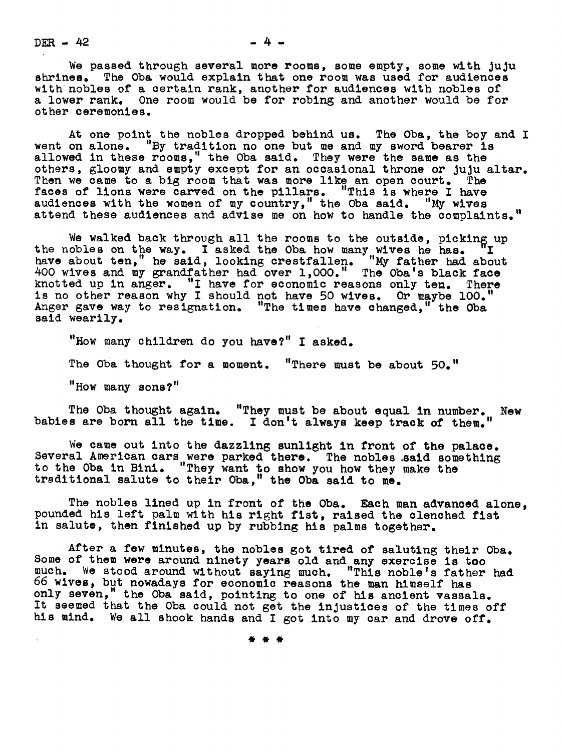We passed through several more rooms, some empty, some with juju shrines. The Oba would explain that one room was used for audiences with nobles of a certain rank, another for audiences with nobles of a lower rank. One room would be for robing and another would be for other ceremonies.

At one point the nobles dropped behind us. The Oba, the boy and I went on alone. "By tradition no one but me and my sword bearer is allowed in these rooms," the Oba said. They were the same as the others, gloomy and empty except for an occasional throne or juju altar. Then we came to a big room that was more like an open court. The faces of lions were carved on the pillars. "This is where I have audiences with the women of my country," the Oba said. "My wives attend these audiences and advise me on how to handle the complaints."

We walked back through all the rooms to the outside, picking up the nobles on the way. I asked the Oba how many wives he has. "I have about ten," he said, looking crestfallen. "My father had about 400 wives and my grandfather had over 1,000." The Oba's black face knotted up in anger. "I have for economic reasons only ten. There is no other reason why I should not have 50 wives. Or maybe 100." Anger gave way to resignation. "The times have changed," the Oba said wearily.

"How many children do you have?" I asked.

The Oba thought for a moment. "There must be about 50."

"How many sons?"

The Oba thought again. "They must be about equal in number. New babies are born all the time. I don't always keep track of them."

We came out into the dazzling sunlight in front of the palace. Several American cars were parked there. The nobles said something to the Oba in Bini. "They want to show you how they make the traditional salute to their Oba," the Oba said to me.

The nobles lined up in front of the Oba. Each man advanced alone, pounded his left palm with his right fist, raised the clenched fist in salute, then finished up by rubbing his palms together.

After a few minutes, the nobles got tired of saluting their Oba. Some of them were around ninety years old and any exercise is too much. We stood around without saying much. "This noble's father had 66 wives, but nowadays for economic reasons the man himself has only seven," the Oba said, pointing to one of his ancient vassals. It seemed that the Oba could not get the injustices of the times off his mind. We all shook hands and I got into my car and drove off.

\* \* \*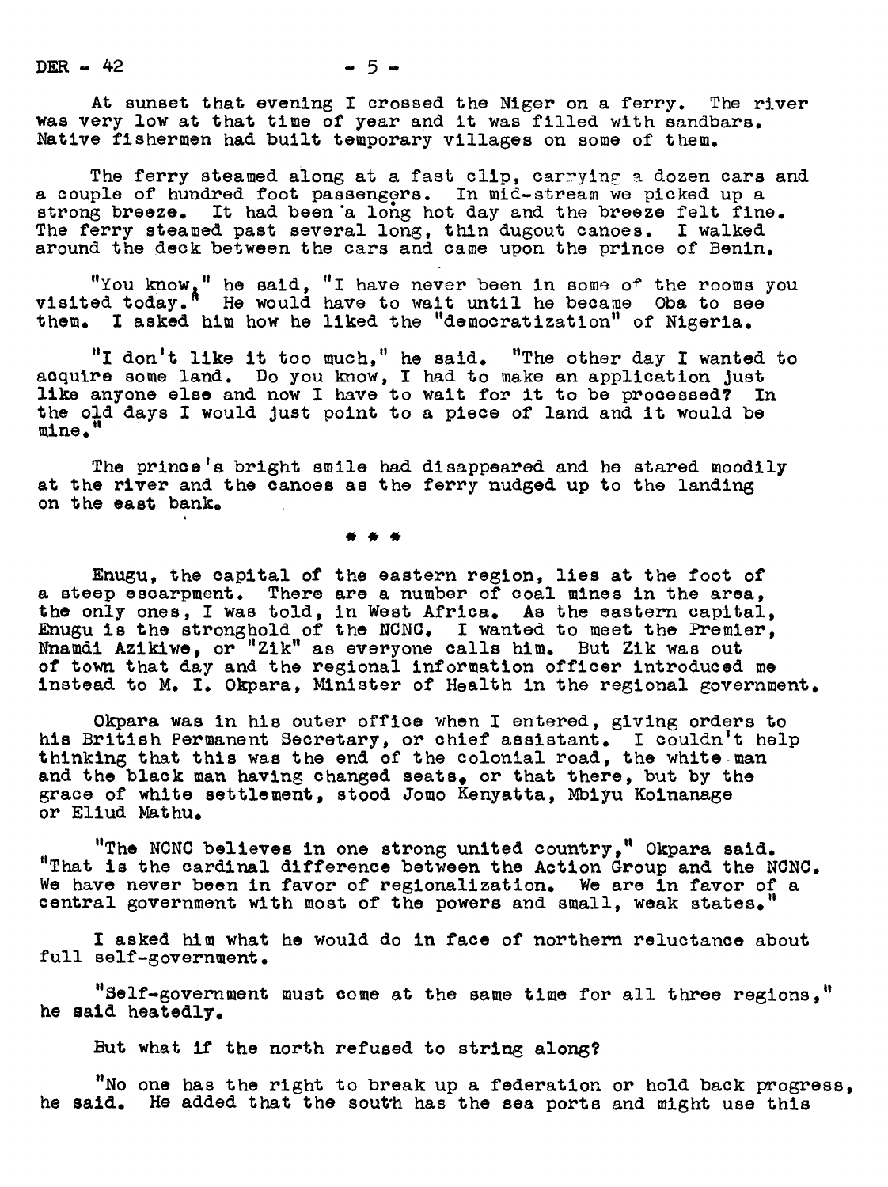At sunset that evening I crossed the Niger on a ferry. The river was very low at that time of year and it was filled with sandbars. Native fishermen had built temporary villages on some of them.

The ferry steamed along at a fast clip, carrying a dozen cars and a couple of hundred foot passengers. In mid-stream we picked up a strong breeze. It had been a long hot day and the breeze felt fine. The ferry steamed past several long, thin dugout canoes. I walked around the deck between the cars and came upon the prince of Benin.

"You know," he said, "I have never been in some of the rooms you visited today." He would have to wait until he became Oba to see them. I asked him how he liked the "democratization" of Nigeria.

"I don't like it too much," he said. "The other day I wanted to acquire some land. Do you know, I had to make an application just like anyone else and now I have to wait for it to be processed? In the old days I would just point to a piece of land and it would be mine."

The prince's bright smile had disappeared and he stared moodily at the river and the canoes as the ferry nudged up to the landing on the east bank.

\* \* \*

Enugu, the capital of the eastern region, lies at the foot of a steep escarpment. There are a number of coal mines in the area, the only ones, I was told, in West Africa. As the eastern capital, Enugu is the stronghold of the NCNC. I wanted to meet the Premier, Nnamdi Azikiwe, or "Zik" as everyone calls him. But Zik was out of town that day and the regional information officer introduced me instead to M. I. Okpara, Minister of Health in the regional government.

Okpara was in his outer office when I entered, giving orders to his British Permanent Secretary, or chief assistant. I couldn't help thinking that this was the end of the colonial road, the white man and the black man having changed seats, or that there, but by the grace of white settlement, stood Jomo Kenyatta, Mbiyu Koinanage or Eliud Mathu.

"The NCNC believes in one strong united country," Okpara said. "That is the cardinal difference between the Action Group and the NCNC. We have never been in favor of regionalization. We are in favor of a central government with most of the powers and small, weak states."

I asked him what he would do in face of northern reluctance about full self-government.

"Self-government must come at the same time for all three regions," he said heatedly.

But what if the north refused to string along?

"No one has the right to break up a federation or hold back progress, he said. He added that the south has the sea ports and might use this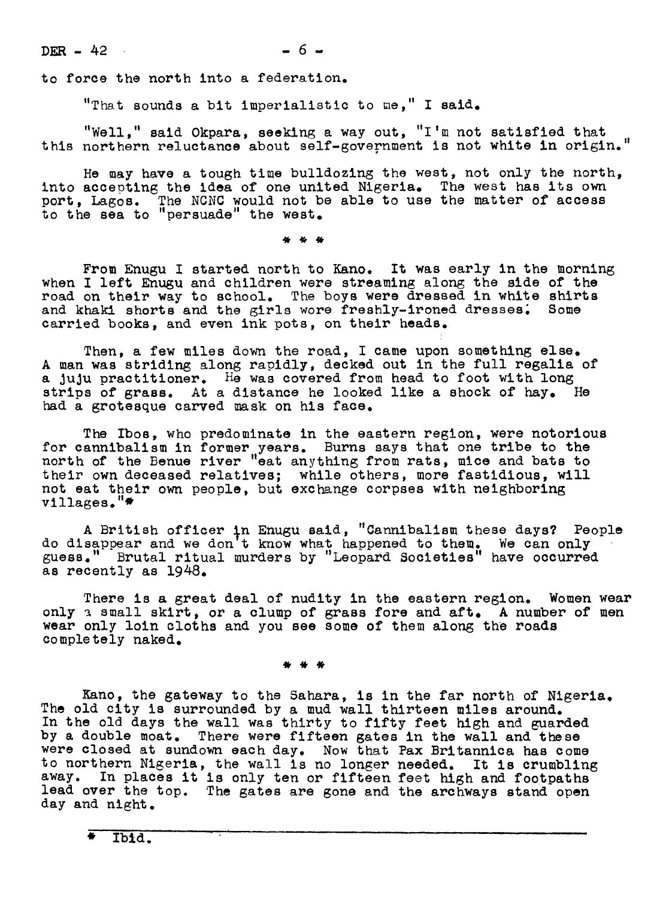to force the north into a federation.

"That sounds a bit imperialistic to me," I said.

"Well," said Okpara, seeking a way out, "I'm not satisfied that this northern reluctance about self-government is not white in origin."

He may have a tough time bulldozing the west, not only the north, into accepting the idea of one united Nigeria. The west has its own port, Lagos. The NCNC would not be able to use the matter of access to the sea to "persuade" the west.

\* \* \*

From Enugu I started north to Kano. It was early in the morning when I left Enugu and children were streaming along the side of the road on their way to school. The boys were dressed in white shirts and khaki shorts and the girls wore freshly-ironed dresses. Some carried books, and even ink pots, on their heads.

Then, a few miles down the road, I came upon something else. A man was striding along rapidly, decked out in the full regalia of a juju practitioner. He was covered from head to foot with long strips of grass. At a distance he looked like a shock of hay. He had a grotesque carved mask on his face.

The Ibos, who predominate in the eastern region, were notorious for cannibalism in former years. Burns says that one tribe to the north of the Benue river "eat anything from rats, mice and bats to their own deceased relatives; while others, more fastidious, will not eat their own people, but exchange corpses with neighboring villages."*

A British officer in Enugu said, "Cannibalism these days? People do disappear and we don't know what happened to them. We can only guess." Brutal ritual murders by "Leopard Societies" have occurred as recently as 1948.

There is a great deal of nudity in the eastern region. Women wear only a small skirt, or a clump of grass fore and aft. A number of men wear only loin cloths and you see some of them along the roads completely naked.

\* \* \*

Kano, the gateway to the Sahara, is in the far north of Nigeria. The old city is surrounded by a mud wall thirteen miles around. In the old days the wall was thirty to fifty feet high and guarded by a double moat. There were fifteen gates in the wall and these were closed at sundown each day. Now that Pax Britannica has come to northern Nigeria, the wall is no longer needed. It is crumbling away. In places it is only ten or fifteen feet high and footpaths lead over the top. The gates are gone and the archways stand open day and night.

---

\* Ibid.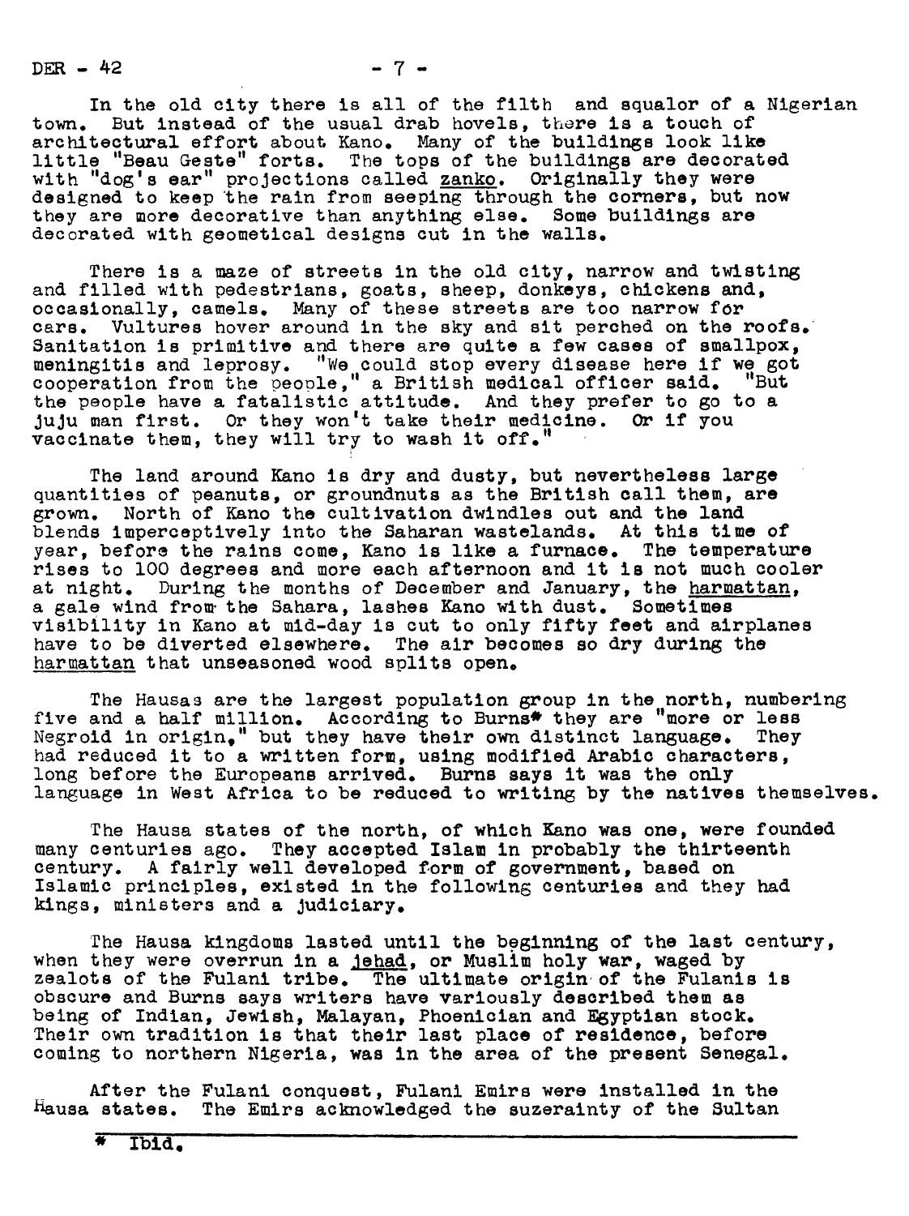In the old city there is all of the filth and squalor of a Nigerian town. But instead of the usual drab hovels, there is a touch of architectural effort about Kano. Many of the buildings look like little "Beau Geste" forts. The tops of the buildings are decorated with "dog's ear" projections called _zanko_. Originally they were designed to keep the rain from seeping through the corners, but now they are more decorative than anything else. Some buildings are decorated with geometical designs cut in the walls.

There is a maze of streets in the old city, narrow and twisting and filled with pedestrians, goats, sheep, donkeys, chickens and, occasionally, camels. Many of these streets are too narrow for cars. Vultures hover around in the sky and sit perched on the roofs. Sanitation is primitive and there are quite a few cases of smallpox, meningitis and leprosy. "We could stop every disease here if we got cooperation from the people," a British medical officer said. "But the people have a fatalistic attitude. And they prefer to go to a juju man first. Or they won't take their medicine. Or if you vaccinate them, they will try to wash it off."

The land around Kano is dry and dusty, but nevertheless large quantities of peanuts, or groundnuts as the British call them, are grown. North of Kano the cultivation dwindles out and the land blends imperceptively into the Saharan wastelands. At this time of year, before the rains come, Kano is like a furnace. The temperature rises to 100 degrees and more each afternoon and it is not much cooler at night. During the months of December and January, the _harmattan_, a gale wind from the Sahara, lashes Kano with dust. Sometimes visibility in Kano at mid-day is cut to only fifty feet and airplanes have to be diverted elsewhere. The air becomes so dry during the _harmattan_ that unseasoned wood splits open.

The Hausas are the largest population group in the north, numbering five and a half million. According to Burns* they are "more or less Negroid in origin," but they have their own distinct language. They had reduced it to a written form, using modified Arabic characters, long before the Europeans arrived. Burns says it was the only language in West Africa to be reduced to writing by the natives themselves.

The Hausa states of the north, of which Kano was one, were founded many centuries ago. They accepted Islam in probably the thirteenth century. A fairly well developed form of government, based on Islamic principles, existed in the following centuries and they had kings, ministers and a judiciary.

The Hausa kingdoms lasted until the beginning of the last century, when they were overrun in a _jehad_, or Muslim holy war, waged by zealots of the Fulani tribe. The ultimate origin of the Fulanis is obscure and Burns says writers have variously described them as being of Indian, Jewish, Malayan, Phoenician and Egyptian stock. Their own tradition is that their last place of residence, before coming to northern Nigeria, was in the area of the present Senegal.

After the Fulani conquest, Fulani Emirs were installed in the Hausa states. The Emirs acknowledged the suzerainty of the Sultan

---

\* Ibid.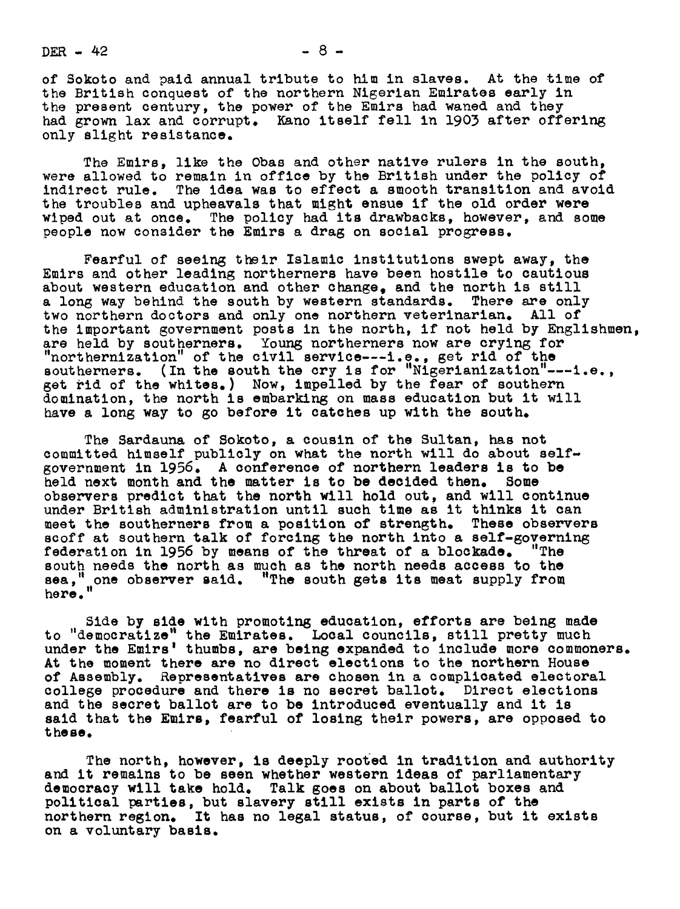of Sokoto and paid annual tribute to him in slaves. At the time of the British conquest of the northern Nigerian Emirates early in the present century, the power of the Emirs had waned and they had grown lax and corrupt. Kano itself fell in 1903 after offering only slight resistance.

The Emirs, like the Obas and other native rulers in the south, were allowed to remain in office by the British under the policy of indirect rule. The idea was to effect a smooth transition and avoid the troubles and upheavals that might ensue if the old order were wiped out at once. The policy had its drawbacks, however, and some people now consider the Emirs a drag on social progress.

Fearful of seeing their Islamic institutions swept away, the Emirs and other leading northerners have been hostile to cautious about western education and other change, and the north is still a long way behind the south by western standards. There are only two northern doctors and only one northern veterinarian. All of the important government posts in the north, if not held by Englishmen, are held by southerners. Young northerners now are crying for "northernization" of the civil service---i.e., get rid of the southerners. (In the south the cry is for "Nigerianization"---i.e., get rid of the whites.) Now, impelled by the fear of southern domination, the north is embarking on mass education but it will have a long way to go before it catches up with the south.

The Sardauna of Sokoto, a cousin of the Sultan, has not committed himself publicly on what the north will do about self-government in 1956. A conference of northern leaders is to be held next month and the matter is to be decided then. Some observers predict that the north will hold out, and will continue under British administration until such time as it thinks it can meet the southerners from a position of strength. These observers scoff at southern talk of forcing the north into a self-governing federation in 1956 by means of the threat of a blockade. "The south needs the north as much as the north needs access to the sea," one observer said. "The south gets its meat supply from here."

Side by side with promoting education, efforts are being made to "democratize" the Emirates. Local councils, still pretty much under the Emirs' thumbs, are being expanded to include more commoners. At the moment there are no direct elections to the northern House of Assembly. Representatives are chosen in a complicated electoral college procedure and there is no secret ballot. Direct elections and the secret ballot are to be introduced eventually and it is said that the Emirs, fearful of losing their powers, are opposed to these.

The north, however, is deeply rooted in tradition and authority and it remains to be seen whether western ideas of parliamentary democracy will take hold. Talk goes on about ballot boxes and political parties, but slavery still exists in parts of the northern region. It has no legal status, of course, but it exists on a voluntary basis.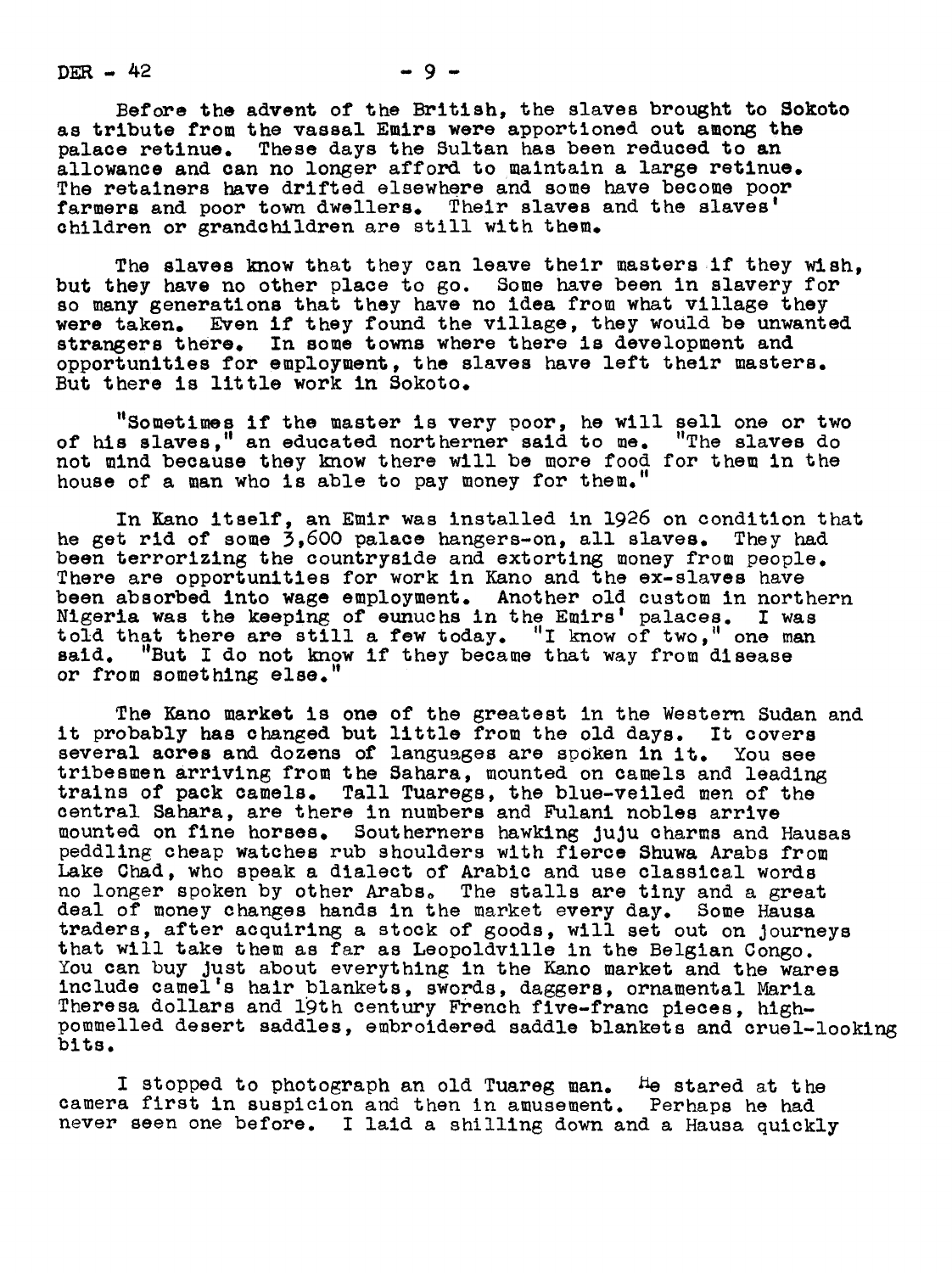Before the advent of the British, the slaves brought to Sokoto as tribute from the vassal Emirs were apportioned out among the palace retinue. These days the Sultan has been reduced to an allowance and can no longer afford to maintain a large retinue. The retainers have drifted elsewhere and some have become poor farmers and poor town dwellers. Their slaves and the slaves' children or grandchildren are still with them.

The slaves know that they can leave their masters if they wish, but they have no other place to go. Some have been in slavery for so many generations that they have no idea from what village they were taken. Even if they found the village, they would be unwanted strangers there. In some towns where there is development and opportunities for employment, the slaves have left their masters. But there is little work in Sokoto.

"Sometimes if the master is very poor, he will sell one or two of his slaves," an educated northerner said to me. "The slaves do not mind because they know there will be more food for them in the house of a man who is able to pay money for them."

In Kano itself, an Emir was installed in 1926 on condition that he get rid of some 3,600 palace hangers-on, all slaves. They had been terrorizing the countryside and extorting money from people. There are opportunities for work in Kano and the ex-slaves have been absorbed into wage employment. Another old custom in northern Nigeria was the keeping of eunuchs in the Emirs' palaces. I was told that there are still a few today. "I know of two," one man said. "But I do not know if they became that way from disease or from something else."

The Kano market is one of the greatest in the Western Sudan and it probably has changed but little from the old days. It covers several acres and dozens of languages are spoken in it. You see tribesmen arriving from the Sahara, mounted on camels and leading trains of pack camels. Tall Tuaregs, the blue-veiled men of the central Sahara, are there in numbers and Fulani nobles arrive mounted on fine horses. Southerners hawking juju charms and Hausas peddling cheap watches rub shoulders with fierce Shuwa Arabs from Lake Chad, who speak a dialect of Arabic and use classical words no longer spoken by other Arabs. The stalls are tiny and a great deal of money changes hands in the market every day. Some Hausa traders, after acquiring a stock of goods, will set out on journeys that will take them as far as Leopoldville in the Belgian Congo. You can buy just about everything in the Kano market and the wares include camel's hair blankets, swords, daggers, ornamental Maria Theresa dollars and 19th century French five-franc pieces, high-pommelled desert saddles, embroidered saddle blankets and cruel-looking bits.

I stopped to photograph an old Tuareg man. He stared at the camera first in suspicion and then in amusement. Perhaps he had never seen one before. I laid a shilling down and a Hausa quickly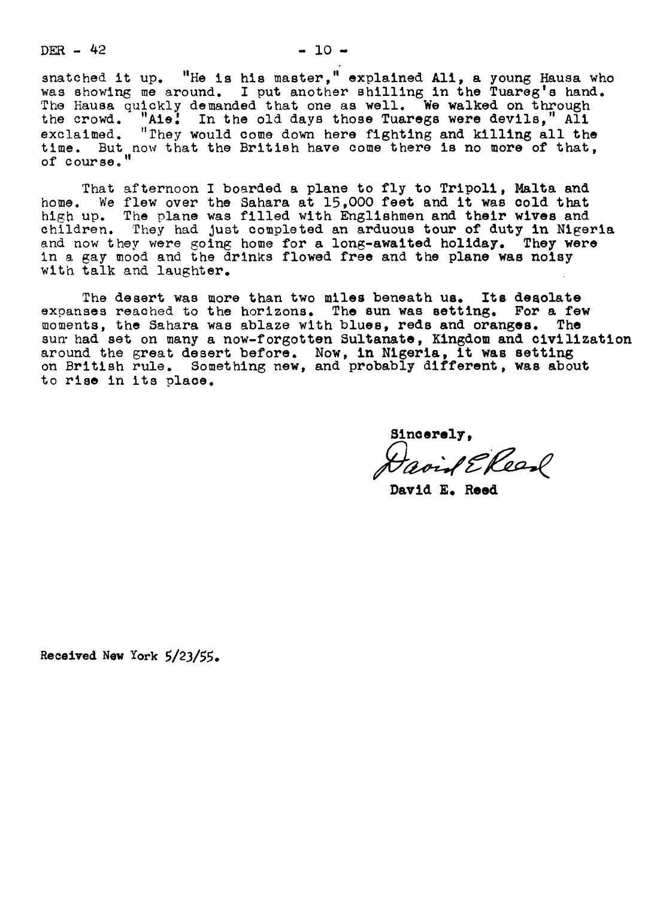snatched it up. "He is his master," explained Ali, a young Hausa who was showing me around. I put another shilling in the Tuareg's hand. The Hausa quickly demanded that one as well. We walked on through the crowd. "Aie! In the old days those Tuaregs were devils," Ali exclaimed. "They would come down here fighting and killing all the time. But now that the British have come there is no more of that, of course."

That afternoon I boarded a plane to fly to Tripoli, Malta and home. We flew over the Sahara at 15,000 feet and it was cold that high up. The plane was filled with Englishmen and their wives and children. They had just completed an arduous tour of duty in Nigeria and now they were going home for a long-awaited holiday. They were in a gay mood and the drinks flowed free and the plane was noisy with talk and laughter.

The desert was more than two miles beneath us. Its desolate expanses reached to the horizons. The sun was setting. For a few moments, the Sahara was ablaze with blues, reds and oranges. The sun had set on many a now-forgotten Sultanate, Kingdom and civilization around the great desert before. Now, in Nigeria, it was setting on British rule. Something new, and probably different, was about to rise in its place.

Sincerely,

David E. Reed

David E. Reed

Received New York 5/23/55.